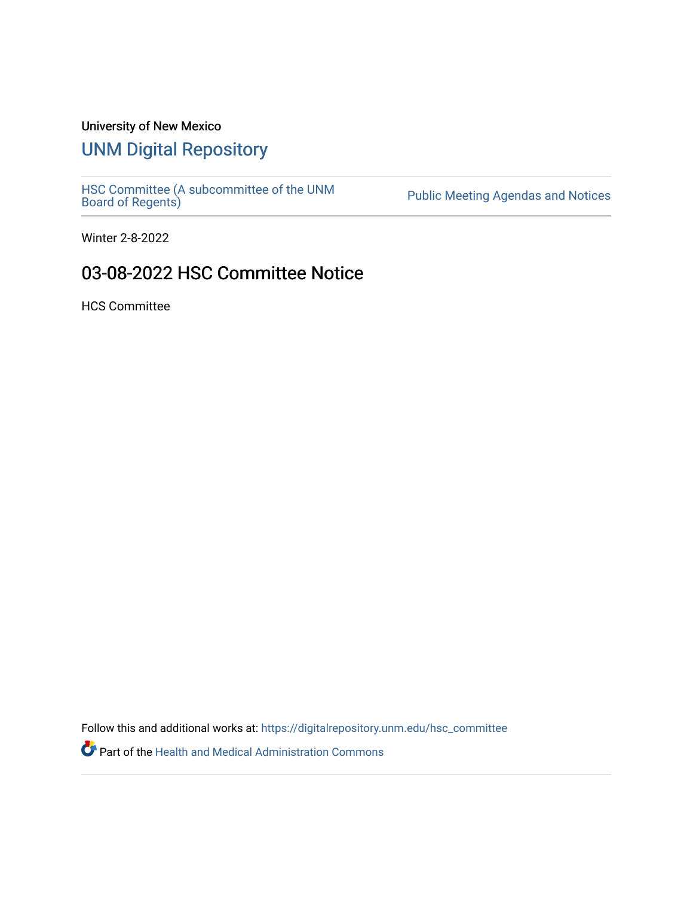University of New Mexico

# UNM Digital Repository

HSC Committee (A subcommittee of the UNM Board of Regents)

Public Meeting Agendas and Notices

Winter 2-8-2022

## 03-08-2022 HSC Committee Notice

HCS Committee

Follow this and additional works at: https://digitalrepository.unm.edu/hsc_committee

Part of the Health and Medical Administration Commons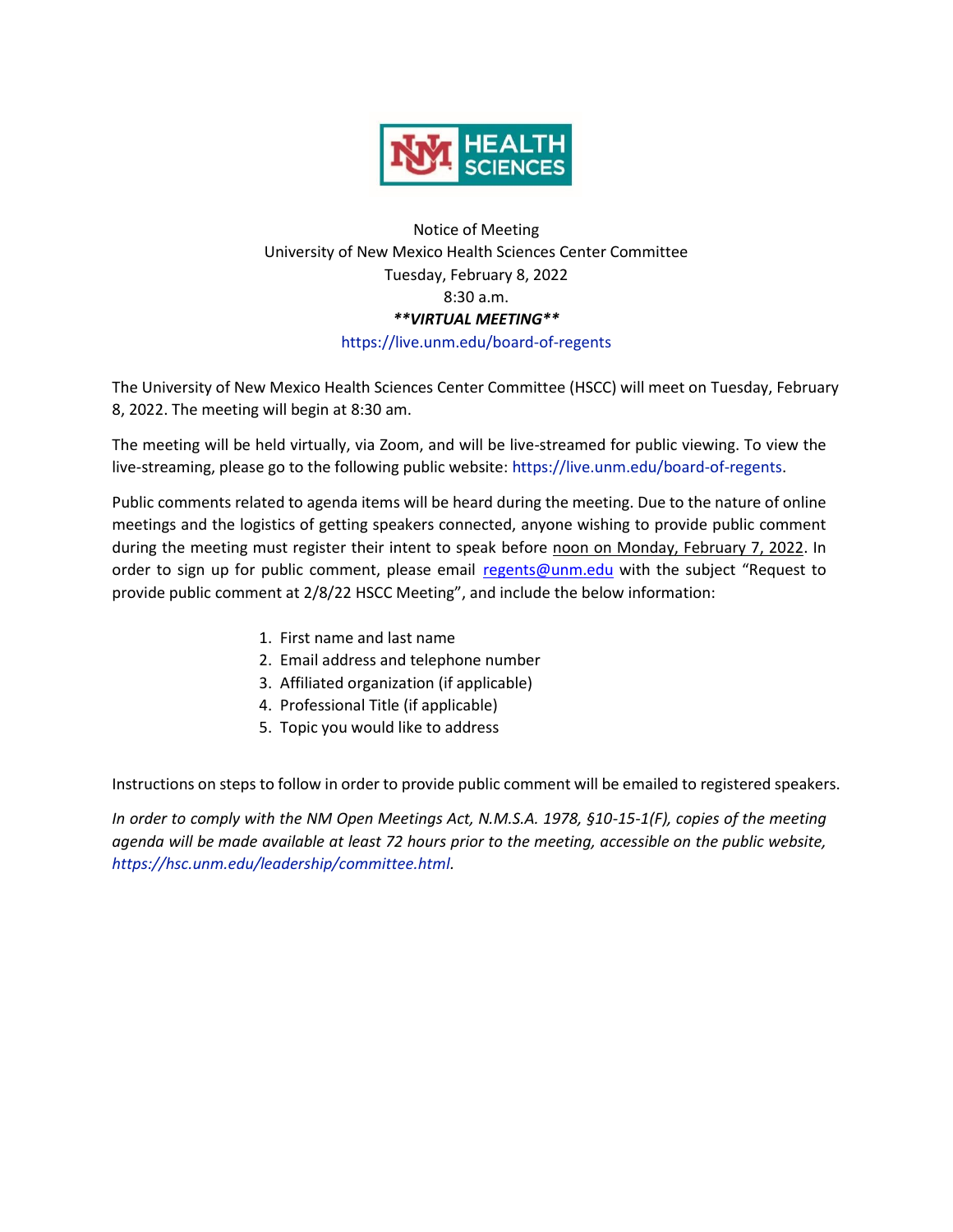Notice of Meeting
University of New Mexico Health Sciences Center Committee
Tuesday, February 8, 2022
8:30 a.m.
***\*\*VIRTUAL MEETING\*\****
https://live.unm.edu/board-of-regents

The University of New Mexico Health Sciences Center Committee (HSCC) will meet on Tuesday, February 8, 2022. The meeting will begin at 8:30 am.

The meeting will be held virtually, via Zoom, and will be live-streamed for public viewing. To view the live-streaming, please go to the following public website: https://live.unm.edu/board-of-regents.

Public comments related to agenda items will be heard during the meeting. Due to the nature of online meetings and the logistics of getting speakers connected, anyone wishing to provide public comment during the meeting must register their intent to speak before noon on Monday, February 7, 2022. In order to sign up for public comment, please email regents@unm.edu with the subject "Request to provide public comment at 2/8/22 HSCC Meeting", and include the below information:

1. First name and last name
2. Email address and telephone number
3. Affiliated organization (if applicable)
4. Professional Title (if applicable)
5. Topic you would like to address

Instructions on steps to follow in order to provide public comment will be emailed to registered speakers.

*In order to comply with the NM Open Meetings Act, N.M.S.A. 1978, §10-15-1(F), copies of the meeting agenda will be made available at least 72 hours prior to the meeting, accessible on the public website, https://hsc.unm.edu/leadership/committee.html.*